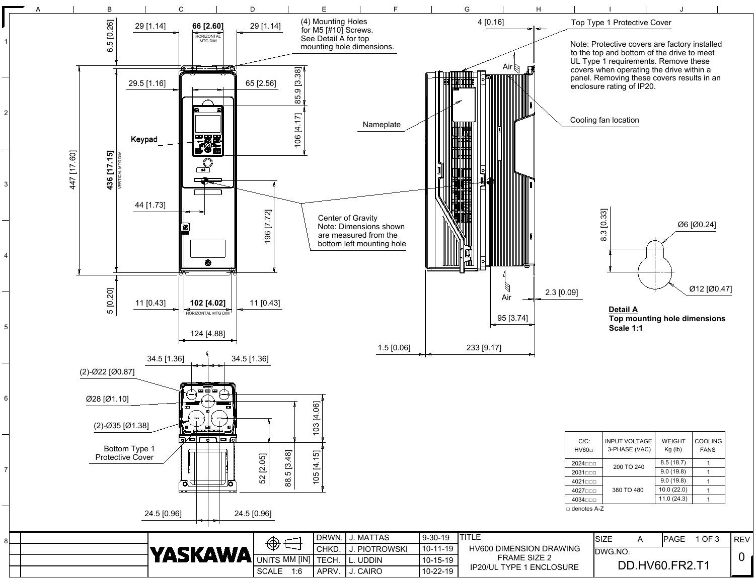# HV600 DIMENSION DRAWING FRAME SIZE 2 IP20/UL TYPE 1 ENCLOSURE

(4) Mounting Holes for M5 [#10] Screws. See Detail A for top mounting hole dimensions.

Top Type 1 Protective Cover

Note: Protective covers are factory installed to the top and bottom of the drive to meet UL Type 1 requirements. Remove these covers when operating the drive within a panel. Removing these covers results in an enclosure rating of IP20.

Cooling fan location

Nameplate

Keypad

Center of Gravity
Note: Dimensions shown are measured from the bottom left mounting hole

Air

Bottom Type 1 Protective Cover

Dimensions: 6.5 [0.26], 29 [1.14], 66 [2.60] HORIZONTAL MTG DIM, 29 [1.14], 4 [0.16], 29.5 [1.16], 65 [2.56], 85.9 [3.38], 106 [4.17], 447 [17.60], 436 [17.15] VERTICAL MTG DIM, 44 [1.73], 196 [7.72], 5 [0.20], 11 [0.43], 102 [4.02] HORIZONTAL MTG DIM, 11 [0.43], 124 [4.88], 2.3 [0.09], 95 [3.74], 1.5 [0.06], 233 [9.17], 34.5 [1.36], 34.5 [1.36], (2)-Ø22 [Ø0.87], Ø28 [Ø1.10], (2)-Ø35 [Ø1.38], 103 [4.06], 52 [2.05], 88.5 [3.48], 105 [4.15], 24.5 [0.96], 24.5 [0.96]

**Detail A**
**Top mounting hole dimensions**
**Scale 1:1**

8.3 [0.33], Ø6 [Ø0.24], Ø12 [Ø0.47]

| C/C: HV60□ | INPUT VOLTAGE 3-PHASE (VAC) | WEIGHT Kg (lb) | COOLING FANS |
|---|---|---|---|
| 2024□□□ | 200 TO 240 | 8.5 (18.7) | 1 |
| 2031□□□ | | 9.0 (19.8) | 1 |
| 4021□□□ | 380 TO 480 | 9.0 (19.8) | 1 |
| 4027□□□ | | 10.0 (22.0) | 1 |
| 4034□□□ | | 11.0 (24.3) | 1 |

□ denotes A-Z

| | | | |
|---|---|---|---|
| DRWN. | J. MATTAS | 9-30-19 | |
| CHKD. | J. PIOTROWSKI | 10-11-19 | |
| TECH. | L. UDDIN | 10-15-19 | |
| APRV. | J. CAIRO | 10-22-19 | |

YASKAWA

UNITS MM [IN] — SCALE 1:6

TITLE: HV600 DIMENSION DRAWING FRAME SIZE 2 IP20/UL TYPE 1 ENCLOSURE

SIZE: A — PAGE 1 OF 3 — REV: 0

DWG.NO. DD.HV60.FR2.T1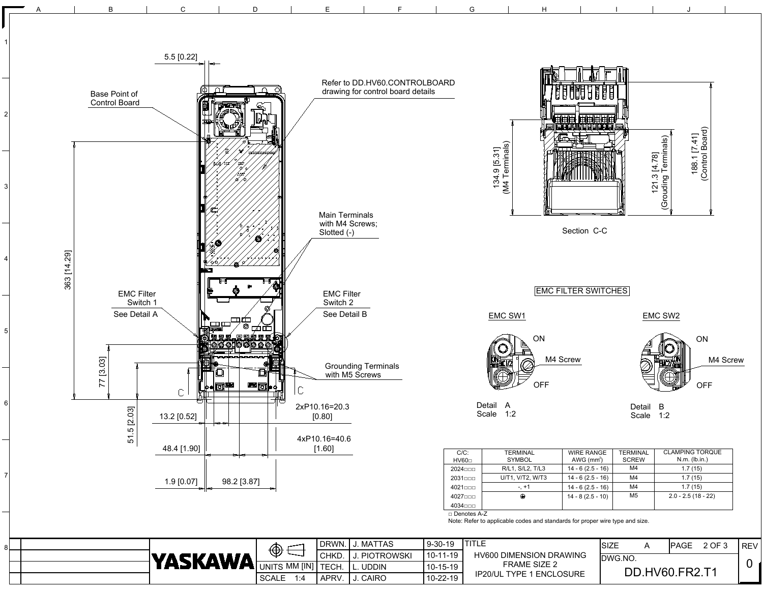# HV600 DIMENSION DRAWING FRAME SIZE 2 IP20/UL TYPE 1 ENCLOSURE

5.5 [0.22]

Base Point of Control Board

Refer to DD.HV60.CONTROLBOARD drawing for control board details

Main Terminals with M4 Screws; Slotted (-)

EMC Filter Switch 1
See Detail A

EMC Filter Switch 2
See Detail B

Grounding Terminals with M5 Screws

363 [14.29]

77 [3.03]

51.5 [2.03]

13.2 [0.52]

2xP10.16=20.3 [0.80]

48.4 [1.90]

4xP10.16=40.6 [1.60]

1.9 [0.07]

98.2 [3.87]

134.9 [5.31] (M4 Terminals)

121.3 [4.78] (Grouding Terminals)

188.1 [7.41] (Control Board)

Section C-C

## EMC FILTER SWITCHES

EMC SW1

ON
M4 Screw
OFF

Detail A
Scale 1:2

EMC SW2

ON
M4 Screw
OFF

Detail B
Scale 1:2

| C/C: HV60□ | TERMINAL SYMBOL | WIRE RANGE AWG (mm²) | TERMINAL SCREW | CLAMPING TORQUE N.m. (lb.in.) |
|---|---|---|---|---|
| 2024□□□ | R/L1, S/L2, T/L3 | 14 - 6 (2.5 - 16) | M4 | 1.7 (15) |
| 2031□□□ | U/T1, V/T2, W/T3 | 14 - 6 (2.5 - 16) | M4 | 1.7 (15) |
| 4021□□□ | -, +1 | 14 - 6 (2.5 - 16) | M4 | 1.7 (15) |
| 4027□□□ | ⏚ | 14 - 8 (2.5 - 10) | M5 | 2.0 - 2.5 (18 - 22) |
| 4034□□□ | | | | |

□ Denotes A-Z

Note: Refer to applicable codes and standards for proper wire type and size.

| | | | | |
|---|---|---|---|---|
| YASKAWA | UNITS MM [IN] | DRWN. | J. MATTAS | 9-30-19 |
| | | CHKD. | J. PIOTROWSKI | 10-11-19 |
| | | TECH. | L. UDDIN | 10-15-19 |
| | SCALE 1:4 | APRV. | J. CAIRO | 10-22-19 |

TITLE: HV600 DIMENSION DRAWING FRAME SIZE 2 IP20/UL TYPE 1 ENCLOSURE

SIZE: A | DWG.NO.: DD.HV60.FR2.T1 | REV: 0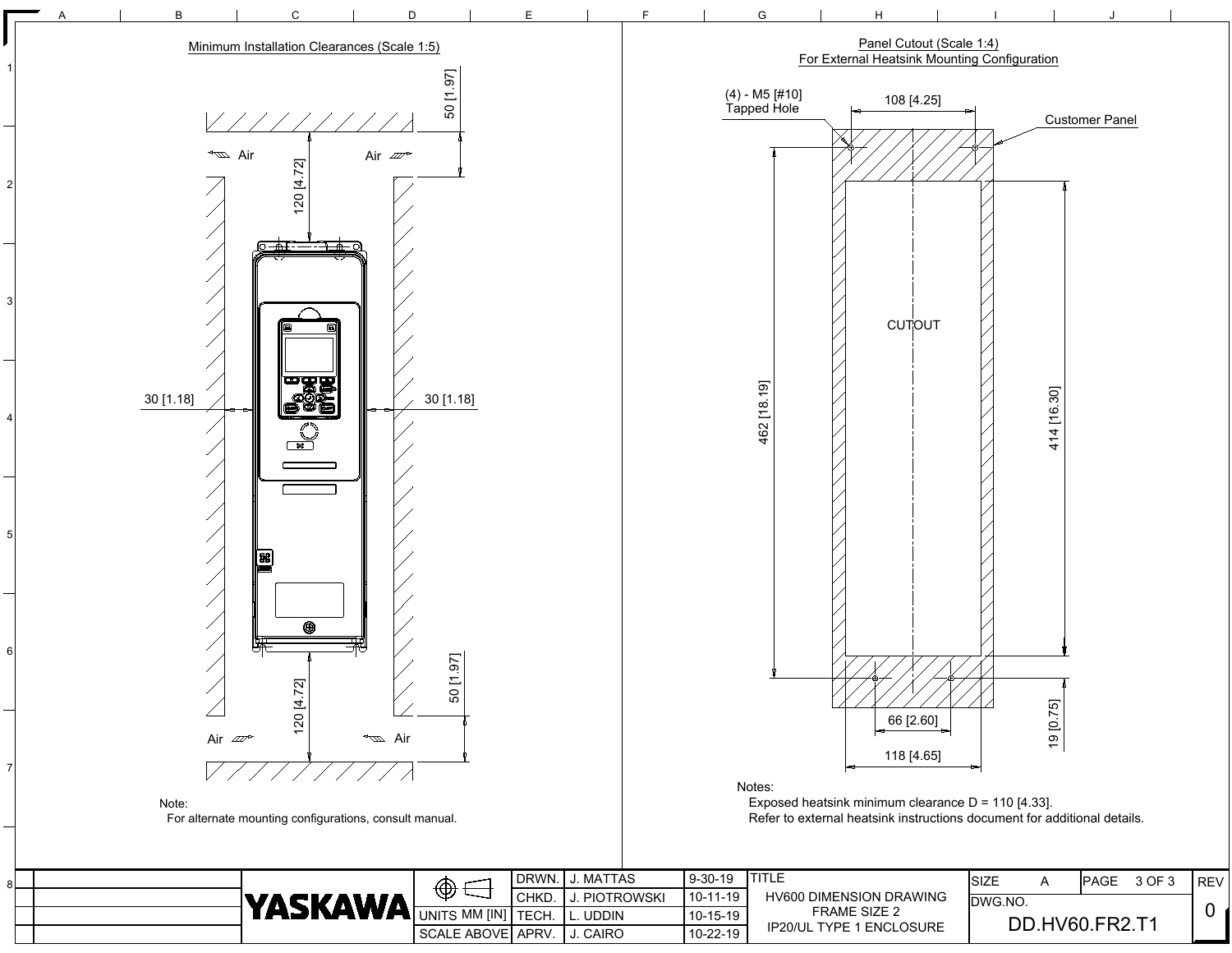## Minimum Installation Clearances (Scale 1:5)

Air
Air
50 [1.97]
120 [4.72]
30 [1.18]
30 [1.18]
120 [4.72]
50 [1.97]
Air
Air

Note:
For alternate mounting configurations, consult manual.

## Panel Cutout (Scale 1:4) For External Heatsink Mounting Configuration

(4) - M5 [#10]
Tapped Hole
108 [4.25]
Customer Panel
CUTOUT
462 [18.19]
414 [16.30]
66 [2.60]
19 [0.75]
118 [4.65]

Notes:
Exposed heatsink minimum clearance D = 110 [4.33].
Refer to external heatsink instructions document for additional details.

| | | | | |
|---|---|---|---|---|
| YASKAWA | UNITS MM [IN] | DRWN. | J. MATTAS | 9-30-19 |
| | SCALE ABOVE | CHKD. | J. PIOTROWSKI | 10-11-19 |
| | | TECH. | L. UDDIN | 10-15-19 |
| | | APRV. | J. CAIRO | 10-22-19 |

TITLE: HV600 DIMENSION DRAWING FRAME SIZE 2 IP20/UL TYPE 1 ENCLOSURE

SIZE: A | PAGE: 3 OF 3 | REV: 0

DWG.NO. DD.HV60.FR2.T1